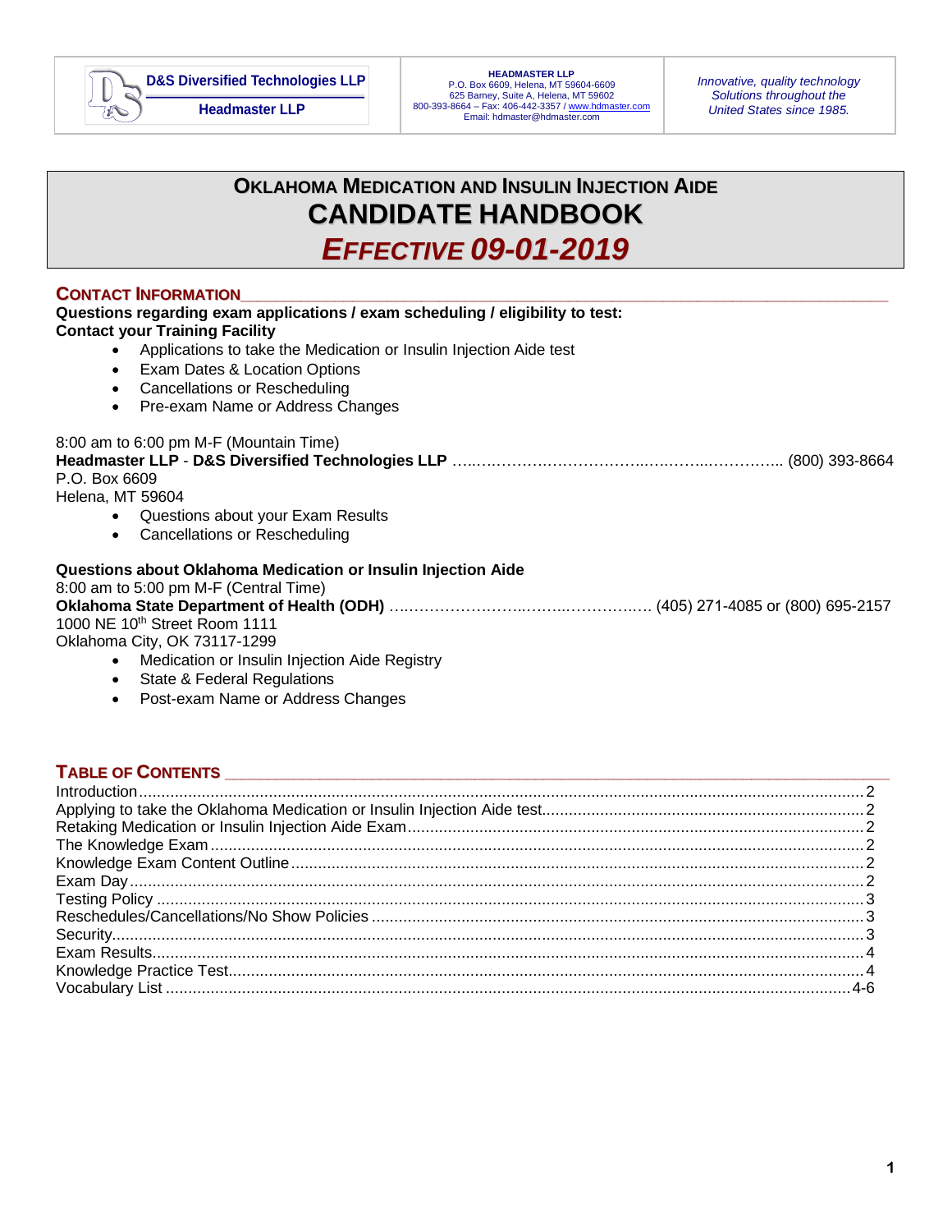**D&S Diversified Technologies LLP**

**Headmaster LLP**

**HEADMASTER LLP**
P.O. Box 6609, Helena, MT 59604-6609
625 Barney, Suite A, Helena, MT 59602
800-393-8664 – Fax: 406-442-3357 / www.hdmaster.com
Email: hdmaster@hdmaster.com

*Innovative, quality technology Solutions throughout the United States since 1985.*

# OKLAHOMA MEDICATION AND INSULIN INJECTION AIDE CANDIDATE HANDBOOK

## *EFFECTIVE 09-01-2019*

## CONTACT INFORMATION

**Questions regarding exam applications / exam scheduling / eligibility to test:**
**Contact your Training Facility**

- Applications to take the Medication or Insulin Injection Aide test
- Exam Dates & Location Options
- Cancellations or Rescheduling
- Pre-exam Name or Address Changes

8:00 am to 6:00 pm M-F (Mountain Time)
**Headmaster LLP** - **D&S Diversified Technologies LLP** …………………………………………………………. (800) 393-8664
P.O. Box 6609
Helena, MT 59604

- Questions about your Exam Results
- Cancellations or Rescheduling

**Questions about Oklahoma Medication or Insulin Injection Aide**
8:00 am to 5:00 pm M-F (Central Time)
**Oklahoma State Department of Health (ODH)** ………………………………………………. (405) 271-4085 or (800) 695-2157
1000 NE 10th Street Room 1111
Oklahoma City, OK 73117-1299

- Medication or Insulin Injection Aide Registry
- State & Federal Regulations
- Post-exam Name or Address Changes

## TABLE OF CONTENTS

Introduction ........................................................ 2
Applying to take the Oklahoma Medication or Insulin Injection Aide test ........ 2
Retaking Medication or Insulin Injection Aide Exam ........................ 2
The Knowledge Exam ................................................ 2
Knowledge Exam Content Outline ...................................... 2
Exam Day ........................................................... 2
Testing Policy ...................................................... 3
Reschedules/Cancellations/No Show Policies ............................ 3
Security ............................................................ 3
Exam Results ........................................................ 4
Knowledge Practice Test .............................................. 4
Vocabulary List ..................................................... 4-6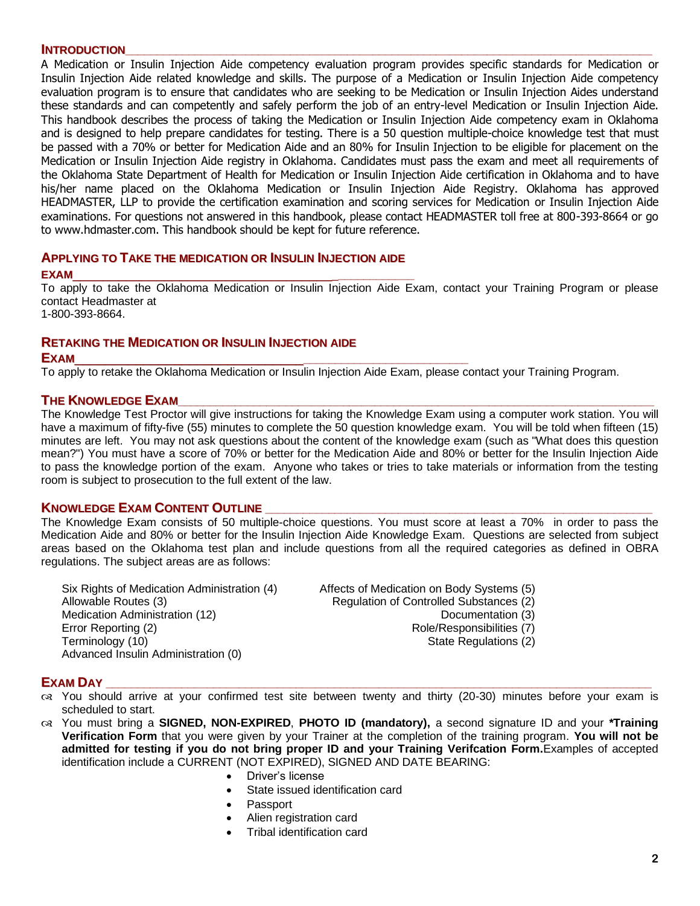## INTRODUCTION

A Medication or Insulin Injection Aide competency evaluation program provides specific standards for Medication or Insulin Injection Aide related knowledge and skills. The purpose of a Medication or Insulin Injection Aide competency evaluation program is to ensure that candidates who are seeking to be Medication or Insulin Injection Aides understand these standards and can competently and safely perform the job of an entry-level Medication or Insulin Injection Aide. This handbook describes the process of taking the Medication or Insulin Injection Aide competency exam in Oklahoma and is designed to help prepare candidates for testing. There is a 50 question multiple-choice knowledge test that must be passed with a 70% or better for Medication Aide and an 80% for Insulin Injection to be eligible for placement on the Medication or Insulin Injection Aide registry in Oklahoma. Candidates must pass the exam and meet all requirements of the Oklahoma State Department of Health for Medication or Insulin Injection Aide certification in Oklahoma and to have his/her name placed on the Oklahoma Medication or Insulin Injection Aide Registry. Oklahoma has approved HEADMASTER, LLP to provide the certification examination and scoring services for Medication or Insulin Injection Aide examinations. For questions not answered in this handbook, please contact HEADMASTER toll free at 800-393-8664 or go to www.hdmaster.com. This handbook should be kept for future reference.

## APPLYING TO TAKE THE MEDICATION OR INSULIN INJECTION AIDE EXAM

To apply to take the Oklahoma Medication or Insulin Injection Aide Exam, contact your Training Program or please contact Headmaster at
1-800-393-8664.

## RETAKING THE MEDICATION OR INSULIN INJECTION AIDE EXAM

To apply to retake the Oklahoma Medication or Insulin Injection Aide Exam, please contact your Training Program.

## THE KNOWLEDGE EXAM

The Knowledge Test Proctor will give instructions for taking the Knowledge Exam using a computer work station. You will have a maximum of fifty-five (55) minutes to complete the 50 question knowledge exam. You will be told when fifteen (15) minutes are left. You may not ask questions about the content of the knowledge exam (such as "What does this question mean?") You must have a score of 70% or better for the Medication Aide and 80% or better for the Insulin Injection Aide to pass the knowledge portion of the exam. Anyone who takes or tries to take materials or information from the testing room is subject to prosecution to the full extent of the law.

## KNOWLEDGE EXAM CONTENT OUTLINE

The Knowledge Exam consists of 50 multiple-choice questions. You must score at least a 70% in order to pass the Medication Aide and 80% or better for the Insulin Injection Aide Knowledge Exam. Questions are selected from subject areas based on the Oklahoma test plan and include questions from all the required categories as defined in OBRA regulations. The subject areas are as follows:

- Six Rights of Medication Administration (4)
- Allowable Routes (3)
- Medication Administration (12)
- Error Reporting (2)
- Terminology (10)
- Advanced Insulin Administration (0)
- Affects of Medication on Body Systems (5)
- Regulation of Controlled Substances (2)
- Documentation (3)
- Role/Responsibilities (7)
- State Regulations (2)

## EXAM DAY

- You should arrive at your confirmed test site between twenty and thirty (20-30) minutes before your exam is scheduled to start.
- You must bring a **SIGNED, NON-EXPIRED**, **PHOTO ID (mandatory),** a second signature ID and your **\*Training Verification Form** that you were given by your Trainer at the completion of the training program. **You will not be admitted for testing if you do not bring proper ID and your Training Verifcation Form.** Examples of accepted identification include a CURRENT (NOT EXPIRED), SIGNED AND DATE BEARING:
  - Driver's license
  - State issued identification card
  - Passport
  - Alien registration card
  - Tribal identification card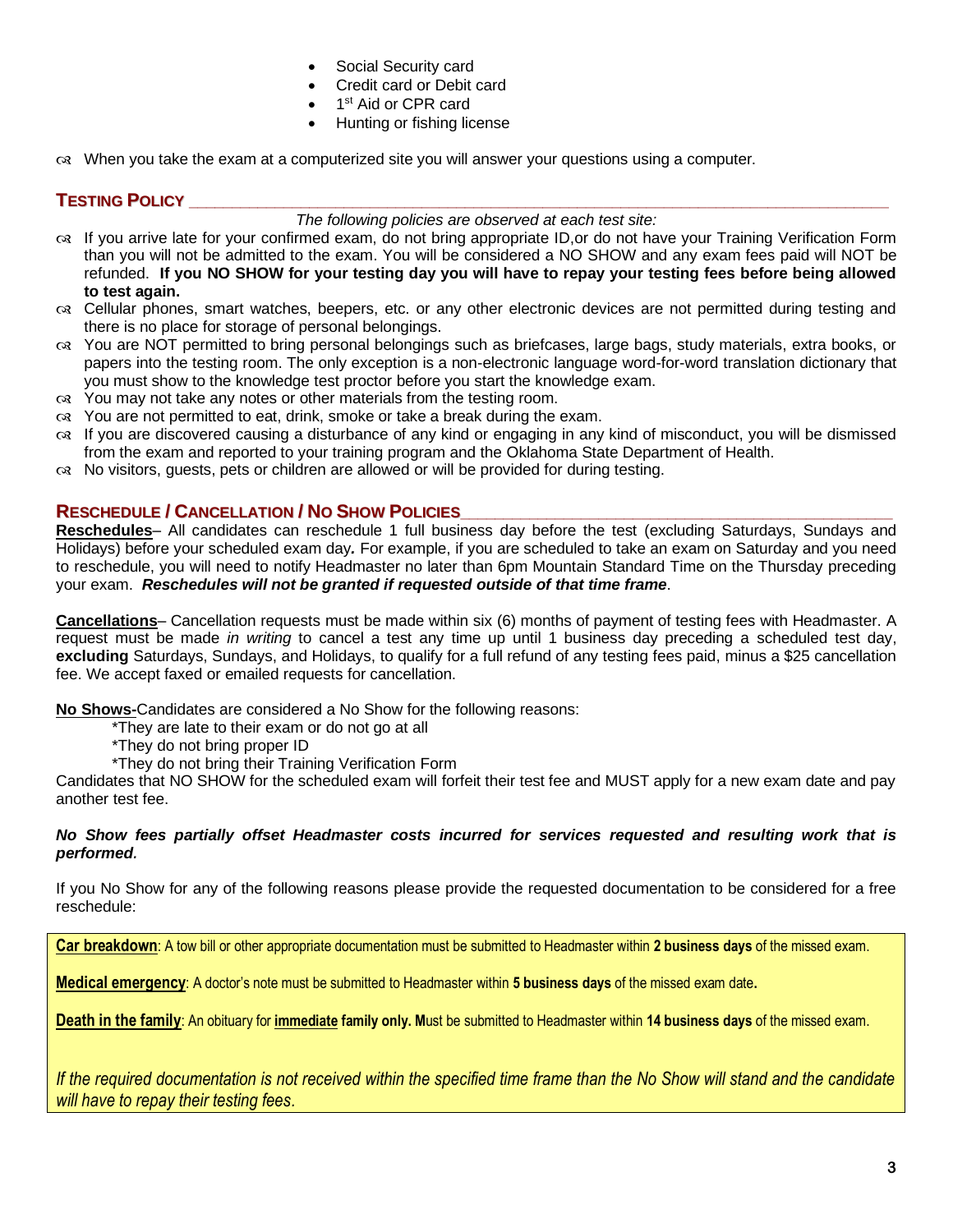- Social Security card
- Credit card or Debit card
- 1st Aid or CPR card
- Hunting or fishing license

- When you take the exam at a computerized site you will answer your questions using a computer.

## Testing Policy

*The following policies are observed at each test site:*

- If you arrive late for your confirmed exam, do not bring appropriate ID,or do not have your Training Verification Form than you will not be admitted to the exam. You will be considered a NO SHOW and any exam fees paid will NOT be refunded. **If you NO SHOW for your testing day you will have to repay your testing fees before being allowed to test again.**
- Cellular phones, smart watches, beepers, etc. or any other electronic devices are not permitted during testing and there is no place for storage of personal belongings.
- You are NOT permitted to bring personal belongings such as briefcases, large bags, study materials, extra books, or papers into the testing room. The only exception is a non-electronic language word-for-word translation dictionary that you must show to the knowledge test proctor before you start the knowledge exam.
- You may not take any notes or other materials from the testing room.
- You are not permitted to eat, drink, smoke or take a break during the exam.
- If you are discovered causing a disturbance of any kind or engaging in any kind of misconduct, you will be dismissed from the exam and reported to your training program and the Oklahoma State Department of Health.
- No visitors, guests, pets or children are allowed or will be provided for during testing.

## Reschedule / Cancellation / No Show Policies

**Reschedules**– All candidates can reschedule 1 full business day before the test (excluding Saturdays, Sundays and Holidays) before your scheduled exam day**.** For example, if you are scheduled to take an exam on Saturday and you need to reschedule, you will need to notify Headmaster no later than 6pm Mountain Standard Time on the Thursday preceding your exam. ***Reschedules will not be granted if requested outside of that time frame***.

**Cancellations**– Cancellation requests must be made within six (6) months of payment of testing fees with Headmaster. A request must be made *in writing* to cancel a test any time up until 1 business day preceding a scheduled test day, **excluding** Saturdays, Sundays, and Holidays, to qualify for a full refund of any testing fees paid, minus a $25 cancellation fee. We accept faxed or emailed requests for cancellation.

**No Shows-**Candidates are considered a No Show for the following reasons:

*They are late to their exam or do not go at all
*They do not bring proper ID
*They do not bring their Training Verification Form

Candidates that NO SHOW for the scheduled exam will forfeit their test fee and MUST apply for a new exam date and pay another test fee.

***No Show fees partially offset Headmaster costs incurred for services requested and resulting work that is performed.***

If you No Show for any of the following reasons please provide the requested documentation to be considered for a free reschedule:

**Car breakdown**: A tow bill or other appropriate documentation must be submitted to Headmaster within **2 business days** of the missed exam.

**Medical emergency**: A doctor's note must be submitted to Headmaster within **5 business days** of the missed exam date**.**

**Death in the family**: An obituary for **immediate family only. M**ust be submitted to Headmaster within **14 business days** of the missed exam.

*If the required documentation is not received within the specified time frame than the No Show will stand and the candidate will have to repay their testing fees.*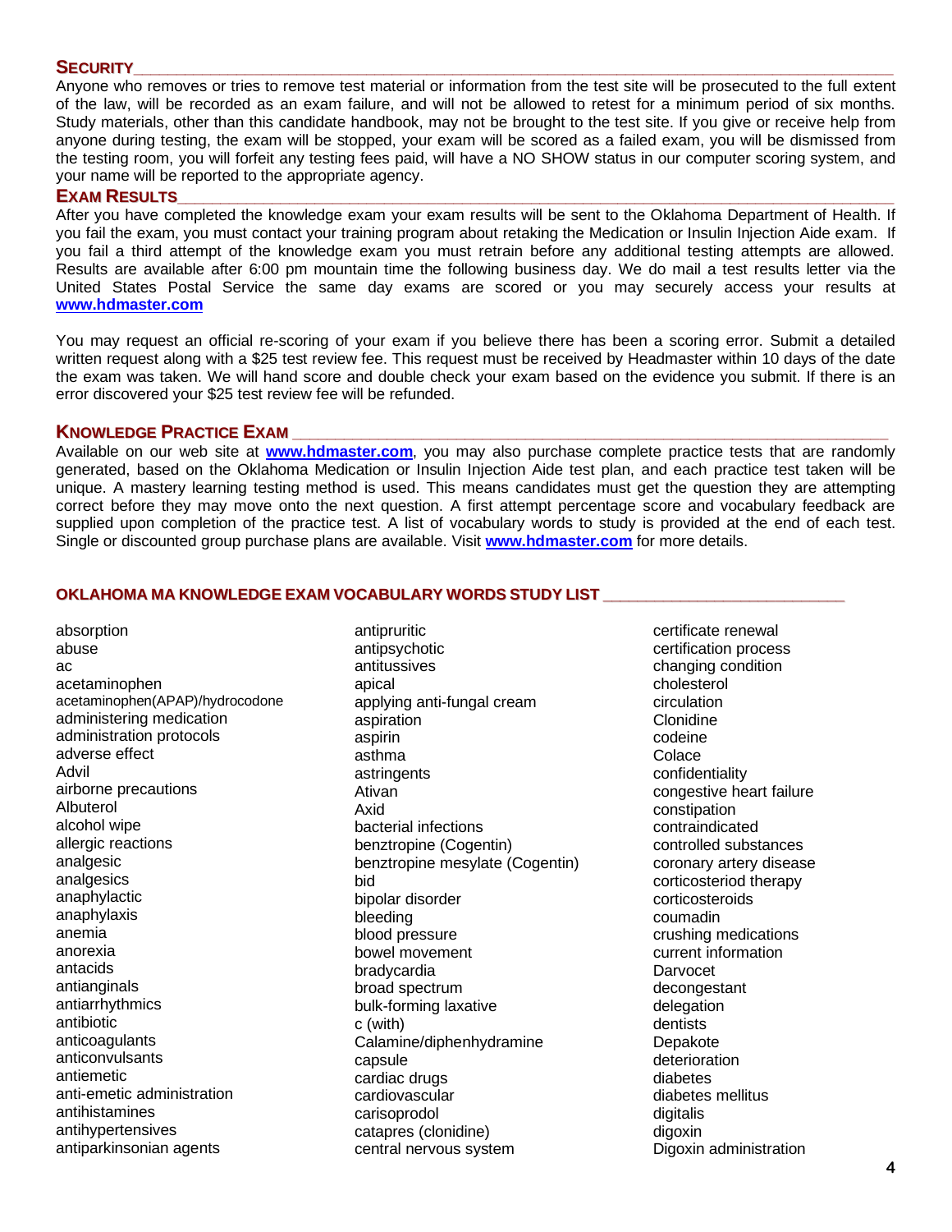## SECURITY

Anyone who removes or tries to remove test material or information from the test site will be prosecuted to the full extent of the law, will be recorded as an exam failure, and will not be allowed to retest for a minimum period of six months. Study materials, other than this candidate handbook, may not be brought to the test site. If you give or receive help from anyone during testing, the exam will be stopped, your exam will be scored as a failed exam, you will be dismissed from the testing room, you will forfeit any testing fees paid, will have a NO SHOW status in our computer scoring system, and your name will be reported to the appropriate agency.

## EXAM RESULTS

After you have completed the knowledge exam your exam results will be sent to the Oklahoma Department of Health. If you fail the exam, you must contact your training program about retaking the Medication or Insulin Injection Aide exam. If you fail a third attempt of the knowledge exam you must retrain before any additional testing attempts are allowed. Results are available after 6:00 pm mountain time the following business day. We do mail a test results letter via the United States Postal Service the same day exams are scored or you may securely access your results at **www.hdmaster.com**

You may request an official re-scoring of your exam if you believe there has been a scoring error. Submit a detailed written request along with a $25 test review fee. This request must be received by Headmaster within 10 days of the date the exam was taken. We will hand score and double check your exam based on the evidence you submit. If there is an error discovered your $25 test review fee will be refunded.

## KNOWLEDGE PRACTICE EXAM

Available on our web site at **www.hdmaster.com**, you may also purchase complete practice tests that are randomly generated, based on the Oklahoma Medication or Insulin Injection Aide test plan, and each practice test taken will be unique. A mastery learning testing method is used. This means candidates must get the question they are attempting correct before they may move onto the next question. A first attempt percentage score and vocabulary feedback are supplied upon completion of the practice test. A list of vocabulary words to study is provided at the end of each test. Single or discounted group purchase plans are available. Visit **www.hdmaster.com** for more details.

## OKLAHOMA MA KNOWLEDGE EXAM VOCABULARY WORDS STUDY LIST

absorption
abuse
ac
acetaminophen
acetaminophen(APAP)/hydrocodone
administering medication
administration protocols
adverse effect
Advil
airborne precautions
Albuterol
alcohol wipe
allergic reactions
analgesic
analgesics
anaphylactic
anaphylaxis
anemia
anorexia
antacids
antianginals
antiarrhythmics
antibiotic
anticoagulants
anticonvulsants
antiemetic
anti-emetic administration
antihistamines
antihypertensives
antiparkinsonian agents
antipruritic
antipsychotic
antitussives
apical
applying anti-fungal cream
aspiration
aspirin
asthma
astringents
Ativan
Axid
bacterial infections
benztropine (Cogentin)
benztropine mesylate (Cogentin)
bid
bipolar disorder
bleeding
blood pressure
bowel movement
bradycardia
broad spectrum
bulk-forming laxative
c (with)
Calamine/diphenhydramine
capsule
cardiac drugs
cardiovascular
carisoprodol
catapres (clonidine)
central nervous system
certificate renewal
certification process
changing condition
cholesterol
circulation
Clonidine
codeine
Colace
confidentiality
congestive heart failure
constipation
contraindicated
controlled substances
coronary artery disease
corticosteriod therapy
corticosteroids
coumadin
crushing medications
current information
Darvocet
decongestant
delegation
dentists
Depakote
deterioration
diabetes
diabetes mellitus
digitalis
digoxin
Digoxin administration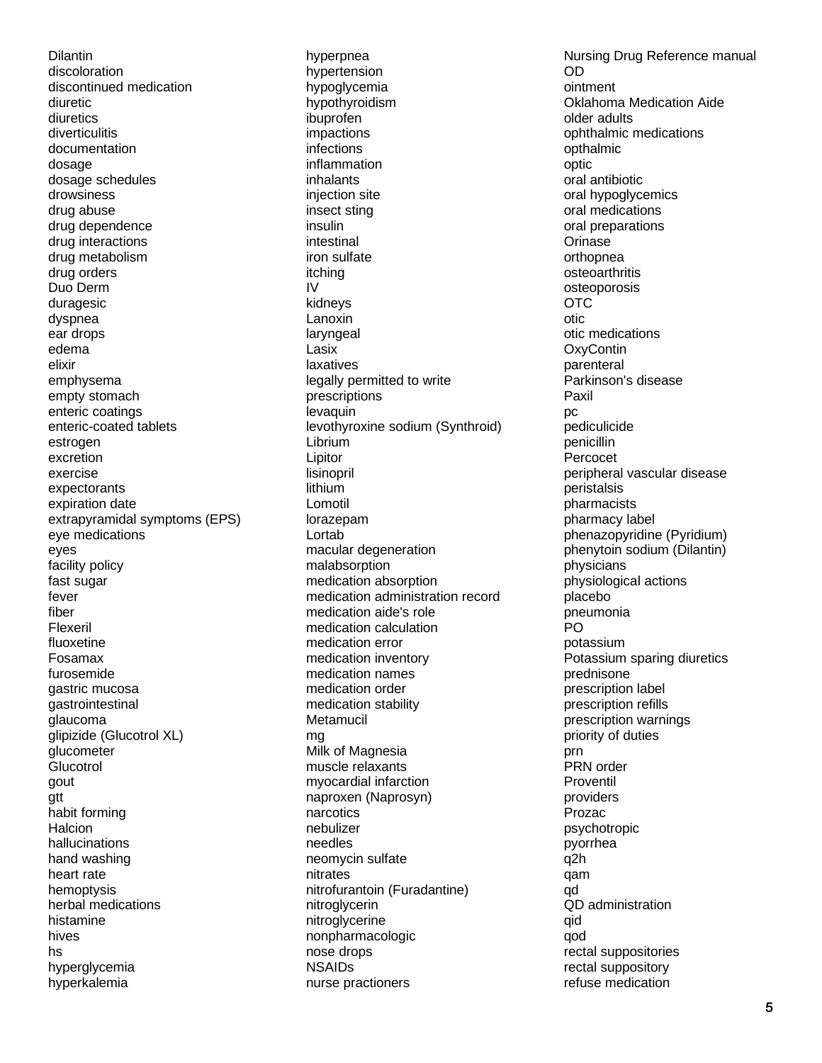Dilantin
discoloration
discontinued medication
diuretic
diuretics
diverticulitis
documentation
dosage
dosage schedules
drowsiness
drug abuse
drug dependence
drug interactions
drug metabolism
drug orders
Duo Derm
duragesic
dyspnea
ear drops
edema
elixir
emphysema
empty stomach
enteric coatings
enteric-coated tablets
estrogen
excretion
exercise
expectorants
expiration date
extrapyramidal symptoms (EPS)
eye medications
eyes
facility policy
fast sugar
fever
fiber
Flexeril
fluoxetine
Fosamax
furosemide
gastric mucosa
gastrointestinal
glaucoma
glipizide (Glucotrol XL)
glucometer
Glucotrol
gout
gtt
habit forming
Halcion
hallucinations
hand washing
heart rate
hemoptysis
herbal medications
histamine
hives
hs
hyperglycemia
hyperkalemia
hyperpnea
hypertension
hypoglycemia
hypothyroidism
ibuprofen
impactions
infections
inflammation
inhalants
injection site
insect sting
insulin
intestinal
iron sulfate
itching
IV
kidneys
Lanoxin
laryngeal
Lasix
laxatives
legally permitted to write prescriptions
levaquin
levothyroxine sodium (Synthroid)
Librium
Lipitor
lisinopril
lithium
Lomotil
lorazepam
Lortab
macular degeneration
malabsorption
medication absorption
medication administration record
medication aide's role
medication calculation
medication error
medication inventory
medication names
medication order
medication stability
Metamucil
mg
Milk of Magnesia
muscle relaxants
myocardial infarction
naproxen (Naprosyn)
narcotics
nebulizer
needles
neomycin sulfate
nitrates
nitrofurantoin (Furadantine)
nitroglycerin
nitroglycerine
nonpharmacologic
nose drops
NSAIDs
nurse practioners
Nursing Drug Reference manual
OD
ointment
Oklahoma Medication Aide
older adults
ophthalmic medications
opthalmic
optic
oral antibiotic
oral hypoglycemics
oral medications
oral preparations
Orinase
orthopnea
osteoarthritis
osteoporosis
OTC
otic
otic medications
OxyContin
parenteral
Parkinson's disease
Paxil
pc
pediculicide
penicillin
Percocet
peripheral vascular disease
peristalsis
pharmacists
pharmacy label
phenazopyridine (Pyridium)
phenytoin sodium (Dilantin)
physicians
physiological actions
placebo
pneumonia
PO
potassium
Potassium sparing diuretics
prednisone
prescription label
prescription refills
prescription warnings
priority of duties
prn
PRN order
Proventil
providers
Prozac
psychotropic
pyorrhea
q2h
qam
qd
QD administration
qid
qod
rectal suppositories
rectal suppository
refuse medication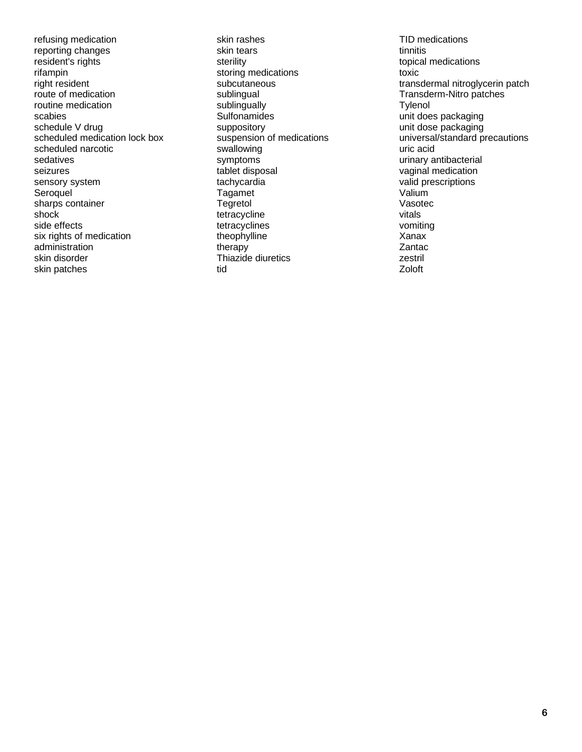refusing medication
reporting changes
resident's rights
rifampin
right resident
route of medication
routine medication
scabies
schedule V drug
scheduled medication lock box
scheduled narcotic
sedatives
seizures
sensory system
Seroquel
sharps container
shock
side effects
six rights of medication administration
skin disorder
skin patches
skin rashes
skin tears
sterility
storing medications
subcutaneous
sublingual
sublingually
Sulfonamides
suppository
suspension of medications
swallowing
symptoms
tablet disposal
tachycardia
Tagamet
Tegretol
tetracycline
tetracyclines
theophylline
therapy
Thiazide diuretics
tid
TID medications
tinnitis
topical medications
toxic
transdermal nitroglycerin patch
Transderm-Nitro patches
Tylenol
unit does packaging
unit dose packaging
universal/standard precautions
uric acid
urinary antibacterial
vaginal medication
valid prescriptions
Valium
Vasotec
vitals
vomiting
Xanax
Zantac
zestril
Zoloft